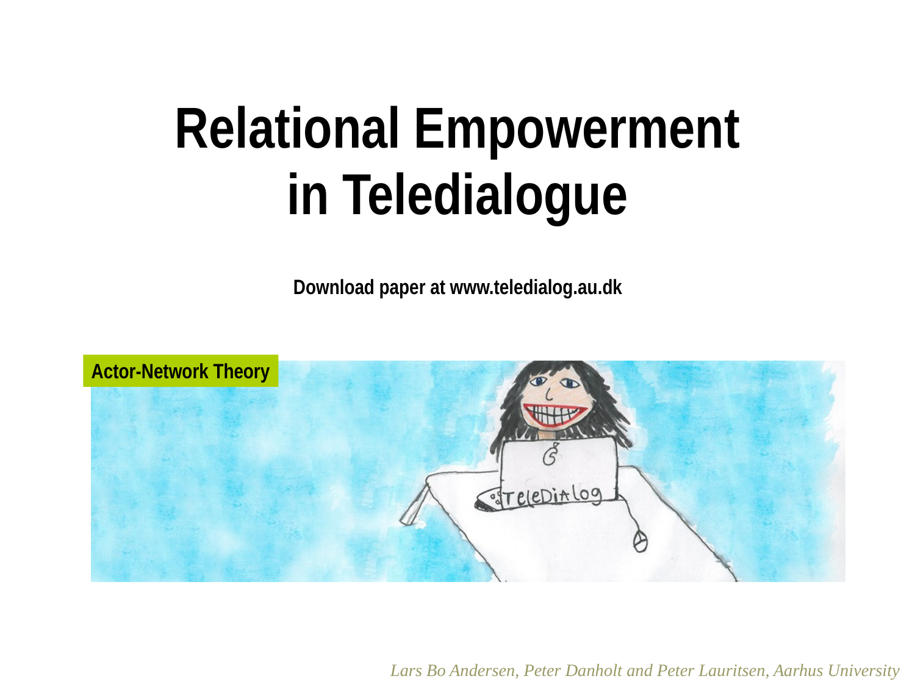# Relational Empowerment in Teledialogue

**Download paper at www.teledialog.au.dk**

**Actor-Network Theory**

*Lars Bo Andersen, Peter Danholt and Peter Lauritsen, Aarhus University*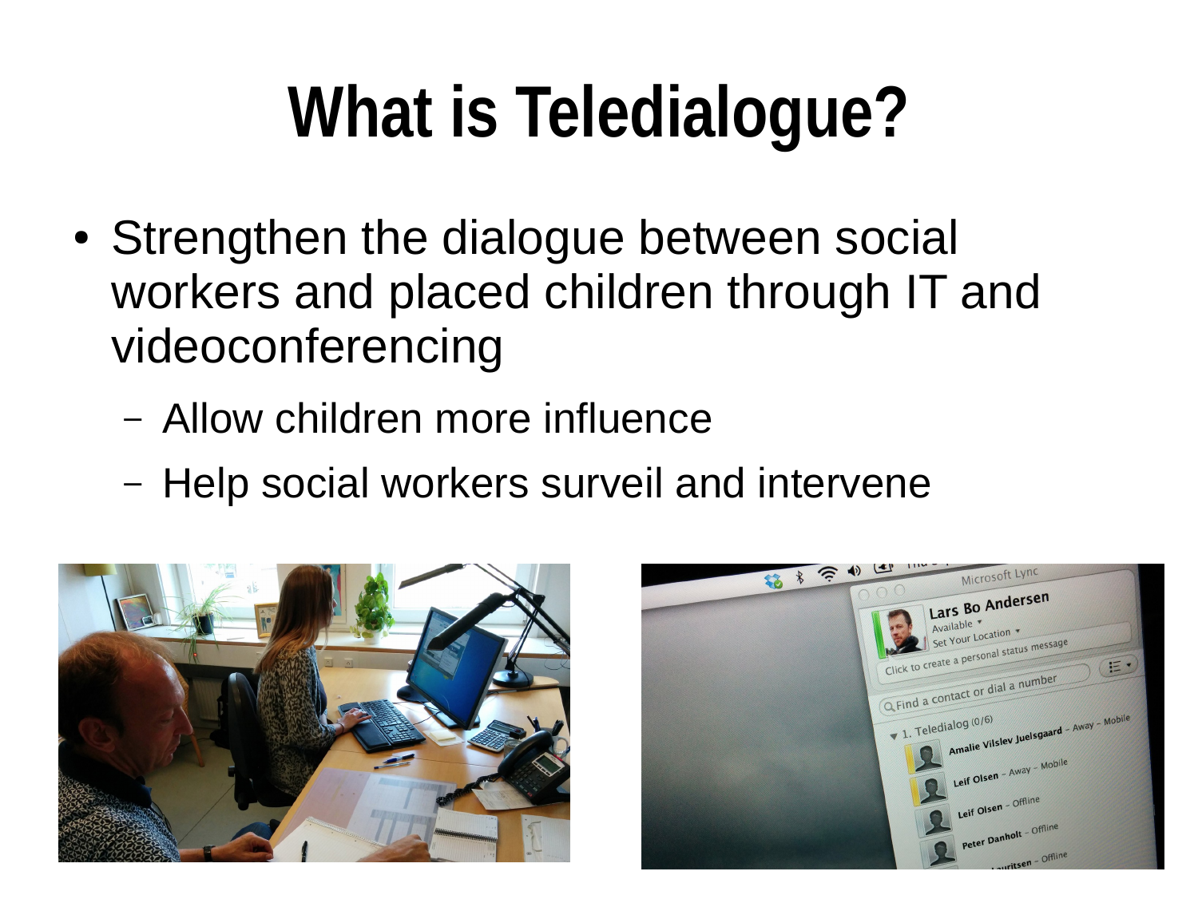# What is Teledialogue?

- Strengthen the dialogue between social workers and placed children through IT and videoconferencing
  - Allow children more influence
  - Help social workers surveil and intervene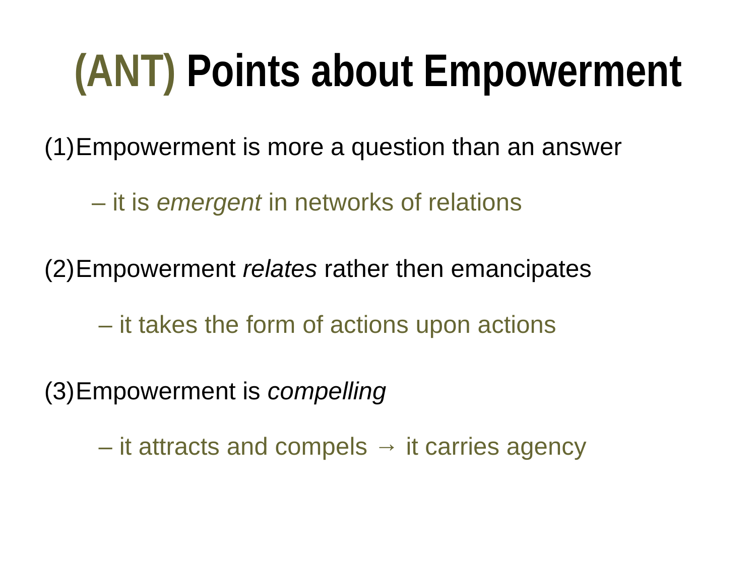# (ANT) Points about Empowerment

(1) Empowerment is more a question than an answer

– it is *emergent* in networks of relations

(2) Empowerment *relates* rather then emancipates

– it takes the form of actions upon actions

(3) Empowerment is *compelling*

– it attracts and compels → it carries agency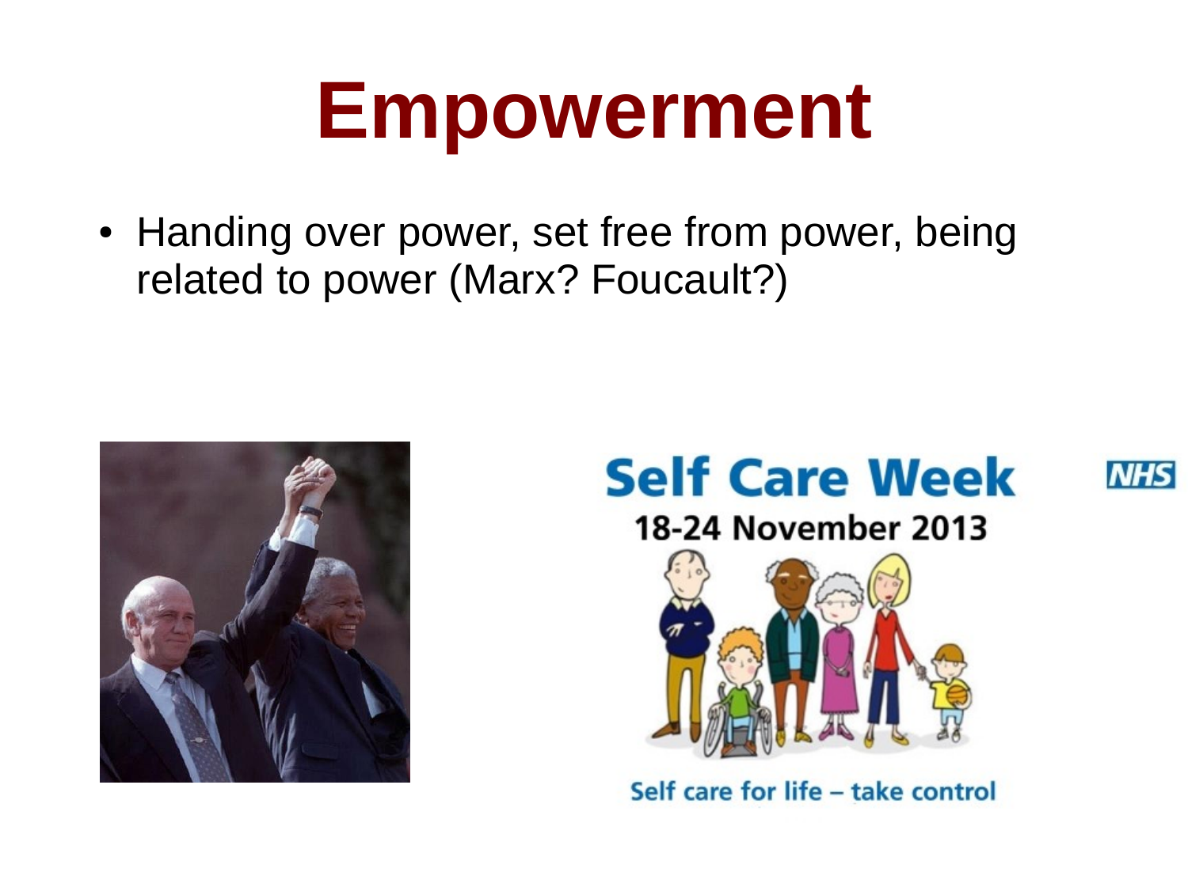# Empowerment

- Handing over power, set free from power, being related to power (Marx? Foucault?)

Self Care Week

18-24 November 2013

Self care for life – take control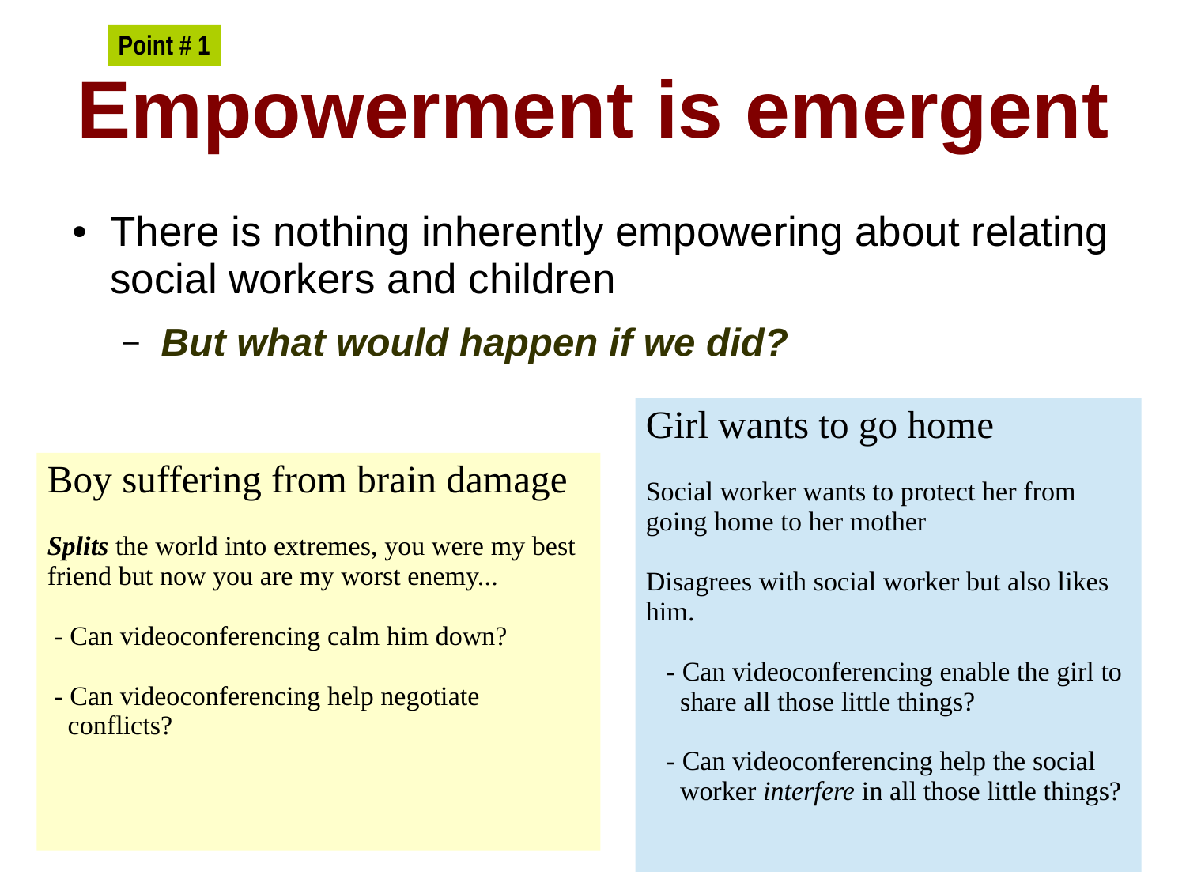**Point # 1**

# Empowerment is emergent

- There is nothing inherently empowering about relating social workers and children
  - ***But what would happen if we did?***

### Boy suffering from brain damage

***Splits*** the world into extremes, you were my best friend but now you are my worst enemy...

- Can videoconferencing calm him down?
- Can videoconferencing help negotiate conflicts?

### Girl wants to go home

Social worker wants to protect her from going home to her mother

Disagrees with social worker but also likes him.

- Can videoconferencing enable the girl to share all those little things?
- Can videoconferencing help the social worker *interfere* in all those little things?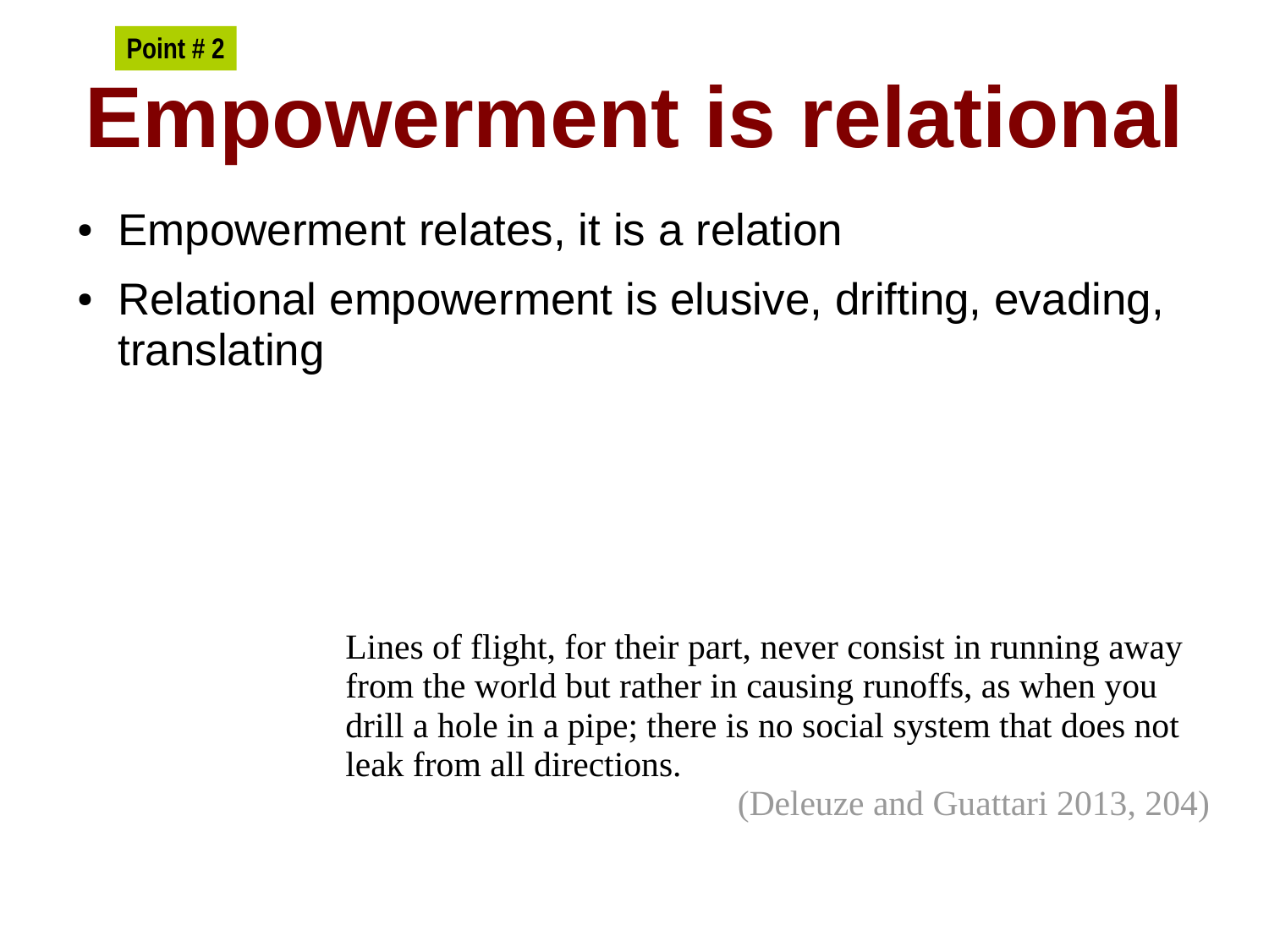Point # 2

# Empowerment is relational

- Empowerment relates, it is a relation
- Relational empowerment is elusive, drifting, evading, translating

> Lines of flight, for their part, never consist in running away from the world but rather in causing runoffs, as when you drill a hole in a pipe; there is no social system that does not leak from all directions.
>
> (Deleuze and Guattari 2013, 204)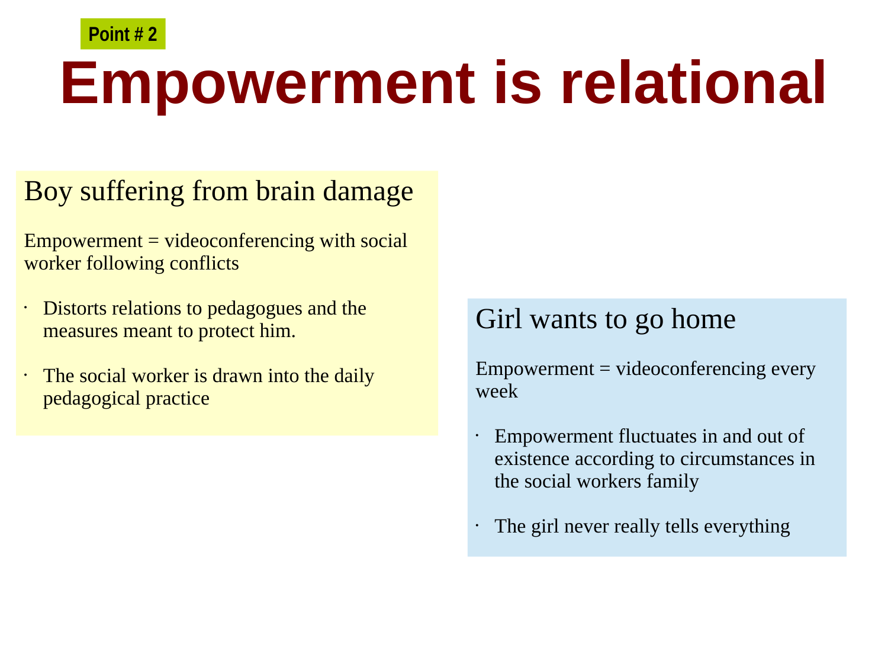**Point # 2**

# Empowerment is relational

## Boy suffering from brain damage

Empowerment = videoconferencing with social worker following conflicts

- Distorts relations to pedagogues and the measures meant to protect him.
- The social worker is drawn into the daily pedagogical practice

## Girl wants to go home

Empowerment = videoconferencing every week

- Empowerment fluctuates in and out of existence according to circumstances in the social workers family
- The girl never really tells everything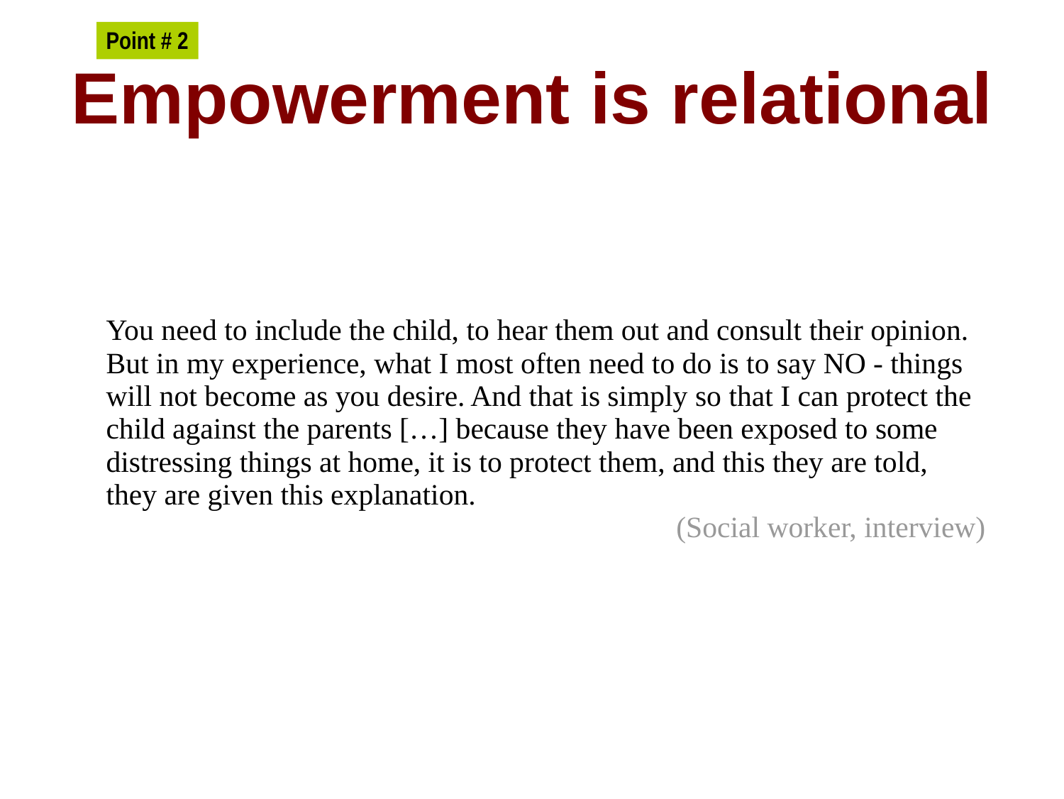**Point # 2**

# Empowerment is relational

You need to include the child, to hear them out and consult their opinion. But in my experience, what I most often need to do is to say NO - things will not become as you desire. And that is simply so that I can protect the child against the parents […] because they have been exposed to some distressing things at home, it is to protect them, and this they are told, they are given this explanation.

(Social worker, interview)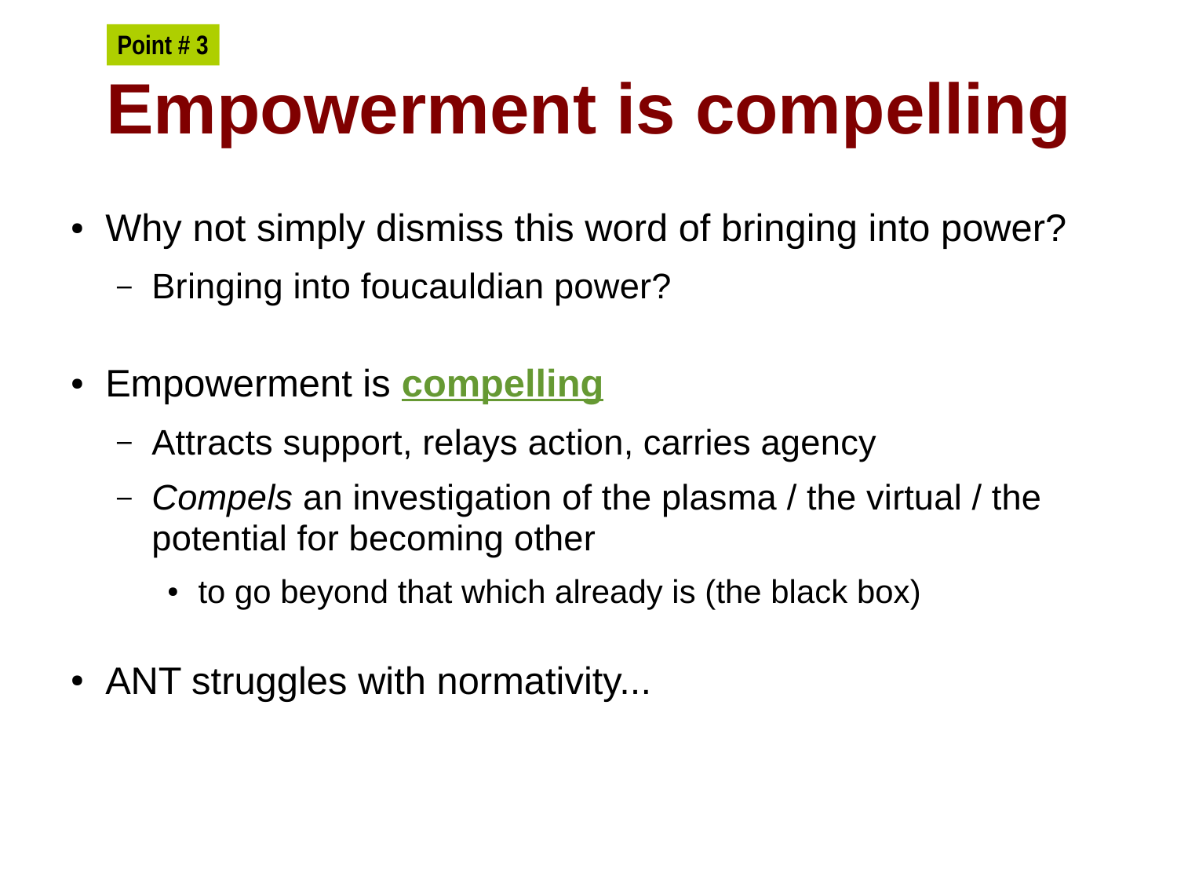Point # 3

# Empowerment is compelling

- Why not simply dismiss this word of bringing into power?
  - Bringing into foucauldian power?

- Empowerment is **compelling**
  - Attracts support, relays action, carries agency
  - *Compels* an investigation of the plasma / the virtual / the potential for becoming other
    - to go beyond that which already is (the black box)

- ANT struggles with normativity...